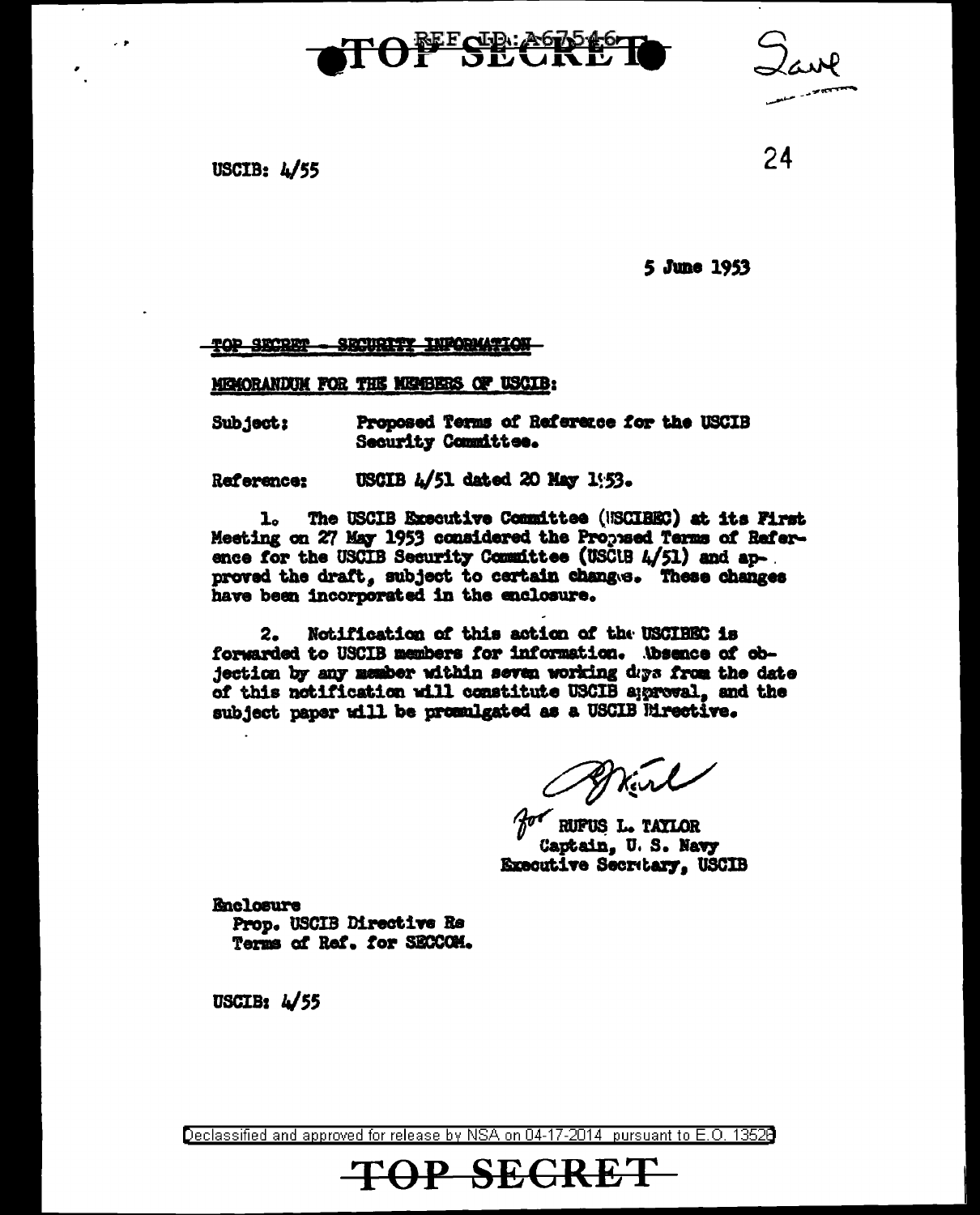TOP SECRET

REF ID:A67546

Save

USCIB: 4/55

24

5 June 1953

TOP SECRET - SECURITY INFORMATION

MEMORANDUM FOR THE MEMBERS OF USCIB:

Subject: Proposed Terms of Reference for the USCIB Security Committee.

Reference: USCIB 4/51 dated 20 May 1953.

1. The USCIB Executive Committee (USCIBEC) at its First Meeting on 27 May 1953 considered the Proposed Terms of Reference for the USCIB Security Committee (USCIB 4/51) and approved the draft, subject to certain changes. These changes have been incorporated in the enclosure.

2. Notification of this action of the USCIBEC is forwarded to USCIB members for information. Absence of objection by any member within seven working days from the date of this notification will constitute USCIB approval, and the subject paper will be promulgated as a USCIB Directive.

for RUFUS L. TAYLOR
Captain, U. S. Navy
Executive Secretary, USCIB

Enclosure
Prop. USCIB Directive Re
Terms of Ref. for SECCOM.

USCIB: 4/55

Declassified and approved for release by NSA on 04-17-2014 pursuant to E.O. 13526

TOP SECRET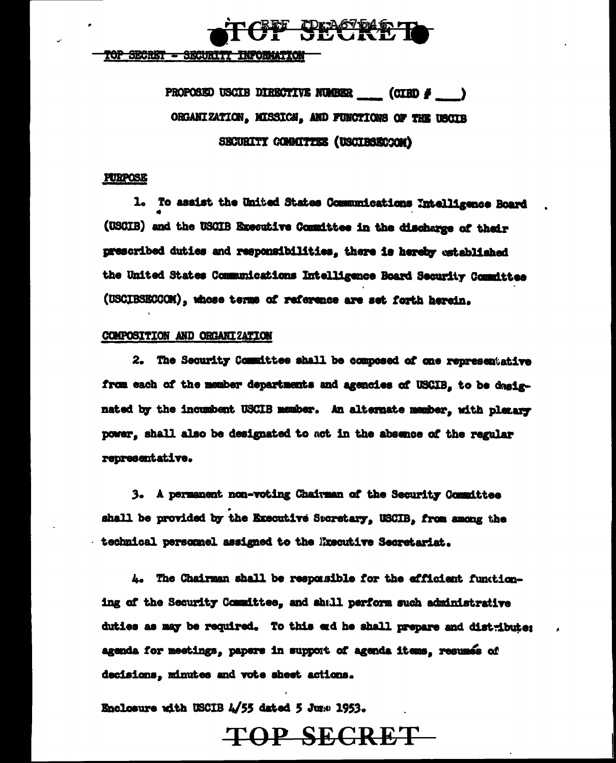TOP SECRET - SECURITY INFORMATION

PROPOSED USCIB DIRECTIVE NUMBER \_\_\_\_ (CIBD # \_\_\_\_)

ORGANIZATION, MISSION, AND FUNCTIONS OF THE USCIB

SECURITY COMMITTEE (USCIBSECCOM)

## PURPOSE

1. To assist the United States Communications Intelligence Board (USCIB) and the USCIB Executive Committee in the discharge of their prescribed duties and responsibilities, there is hereby established the United States Communications Intelligence Board Security Committee (USCIBSECCOM), whose terms of reference are set forth herein.

## COMPOSITION AND ORGANIZATION

2. The Security Committee shall be composed of one representative from each of the member departments and agencies of USCIB, to be designated by the incumbent USCIB member. An alternate member, with plenary power, shall also be designated to act in the absence of the regular representative.

3. A permanent non-voting Chairman of the Security Committee shall be provided by the Executive Secretary, USCIB, from among the technical personnel assigned to the Executive Secretariat.

4. The Chairman shall be responsible for the efficient functioning of the Security Committee, and shall perform such administrative duties as may be required. To this end he shall prepare and distribute: agenda for meetings, papers in support of agenda items, resumés of decisions, minutes and vote sheet actions.

Enclosure with USCIB 4/55 dated 5 June 1953.

TOP SECRET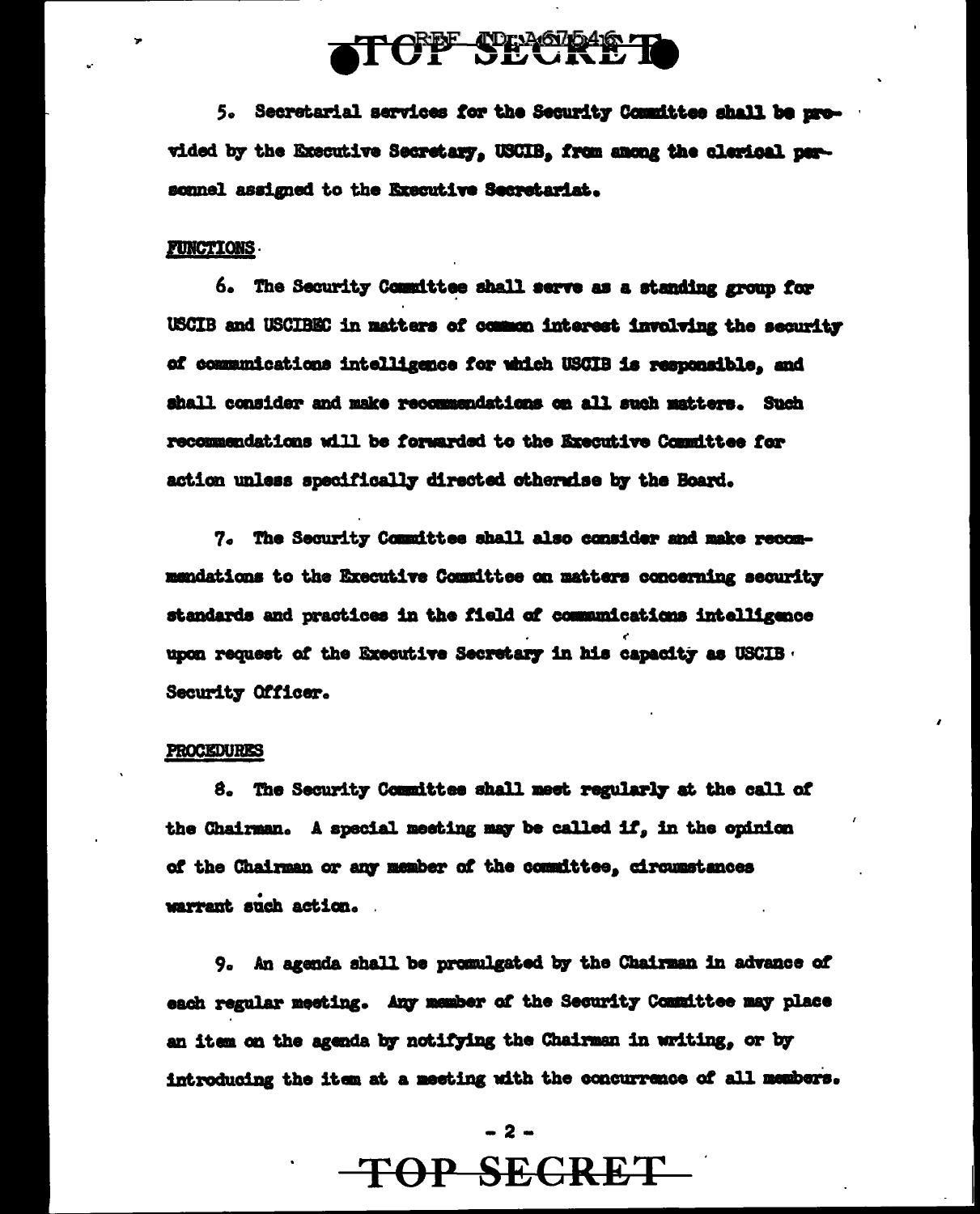5. Secretarial services for the Security Committee shall be provided by the Executive Secretary, USCIB, from among the clerical personnel assigned to the Executive Secretariat.

FUNCTIONS

6. The Security Committee shall serve as a standing group for USCIB and USCIBEC in matters of common interest involving the security of communications intelligence for which USCIB is responsible, and shall consider and make recommendations on all such matters. Such recommendations will be forwarded to the Executive Committee for action unless specifically directed otherwise by the Board.

7. The Security Committee shall also consider and make recommendations to the Executive Committee on matters concerning security standards and practices in the field of communications intelligence upon request of the Executive Secretary in his capacity as USCIB Security Officer.

PROCEDURES

8. The Security Committee shall meet regularly at the call of the Chairman. A special meeting may be called if, in the opinion of the Chairman or any member of the committee, circumstances warrant such action.

9. An agenda shall be promulgated by the Chairman in advance of each regular meeting. Any member of the Security Committee may place an item on the agenda by notifying the Chairman in writing, or by introducing the item at a meeting with the concurrence of all members.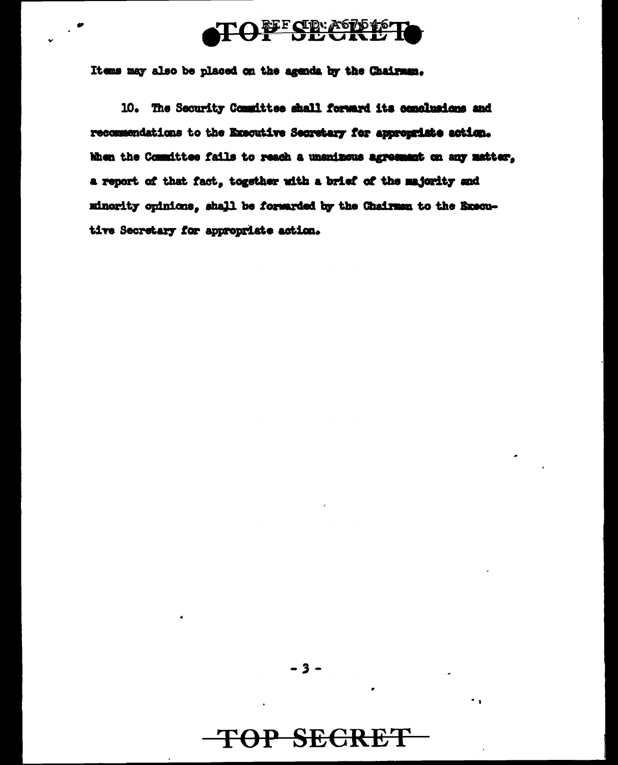Items may also be placed on the agenda by the Chairman.

10. The Security Committee shall forward its conclusions and recommendations to the Executive Secretary for appropriate action. When the Committee fails to reach a unanimous agreement on any matter, a report of that fact, together with a brief of the majority and minority opinions, shall be forwarded by the Chairman to the Executive Secretary for appropriate action.